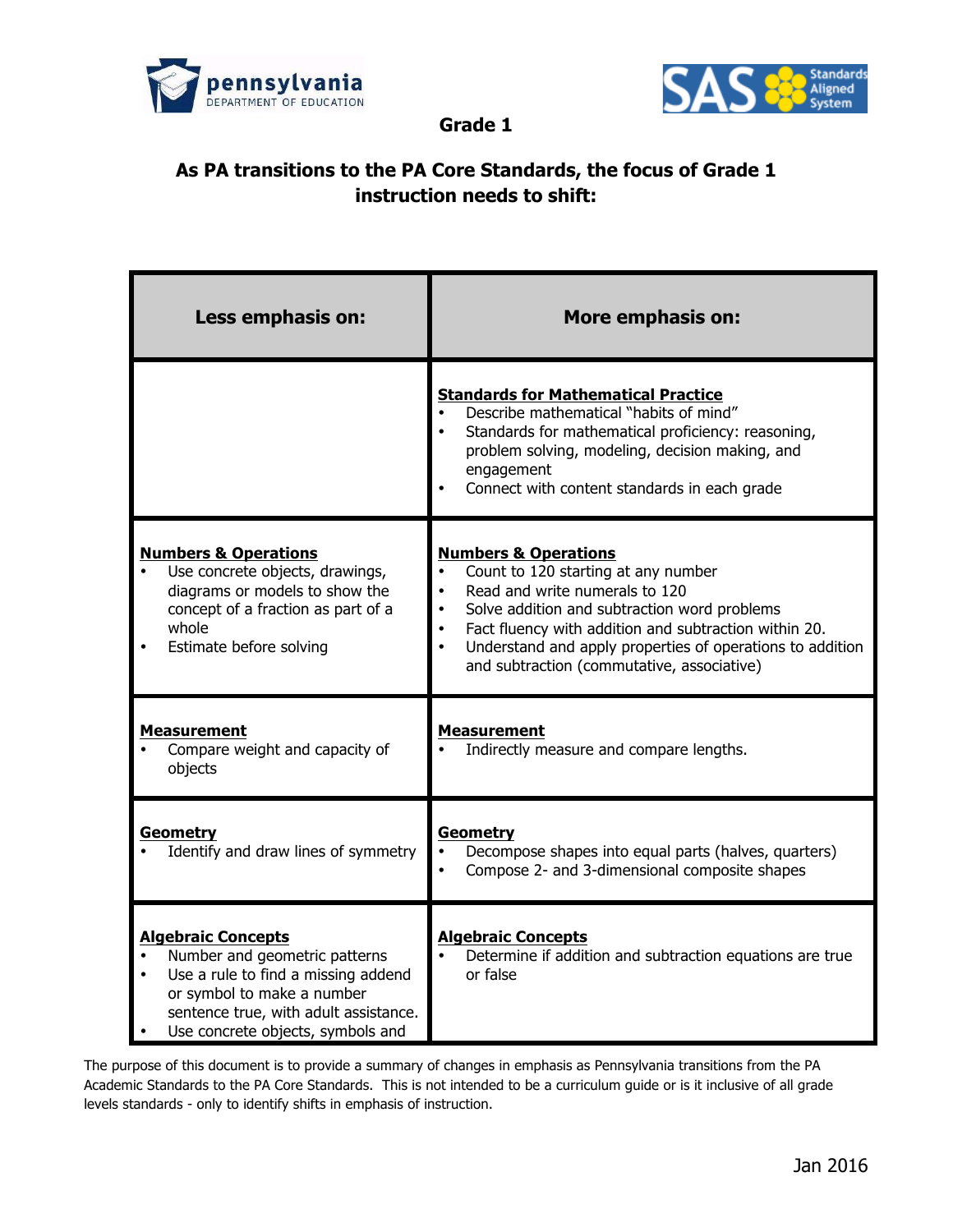## Grade 1

### As PA transitions to the PA Core Standards, the focus of Grade 1 instruction needs to shift:

| Less emphasis on: | More emphasis on: |
|---|---|
| | **Standards for Mathematical Practice**<br>• Describe mathematical "habits of mind"<br>• Standards for mathematical proficiency: reasoning, problem solving, modeling, decision making, and engagement<br>• Connect with content standards in each grade |
| **Numbers & Operations**<br>• Use concrete objects, drawings, diagrams or models to show the concept of a fraction as part of a whole<br>• Estimate before solving | **Numbers & Operations**<br>• Count to 120 starting at any number<br>• Read and write numerals to 120<br>• Solve addition and subtraction word problems<br>• Fact fluency with addition and subtraction within 20.<br>• Understand and apply properties of operations to addition and subtraction (commutative, associative) |
| **Measurement**<br>• Compare weight and capacity of objects | **Measurement**<br>• Indirectly measure and compare lengths. |
| **Geometry**<br>• Identify and draw lines of symmetry | **Geometry**<br>• Decompose shapes into equal parts (halves, quarters)<br>• Compose 2- and 3-dimensional composite shapes |
| **Algebraic Concepts**<br>• Number and geometric patterns<br>• Use a rule to find a missing addend or symbol to make a number sentence true, with adult assistance.<br>• Use concrete objects, symbols and | **Algebraic Concepts**<br>• Determine if addition and subtraction equations are true or false |

The purpose of this document is to provide a summary of changes in emphasis as Pennsylvania transitions from the PA Academic Standards to the PA Core Standards. This is not intended to be a curriculum guide or is it inclusive of all grade levels standards - only to identify shifts in emphasis of instruction.

Jan 2016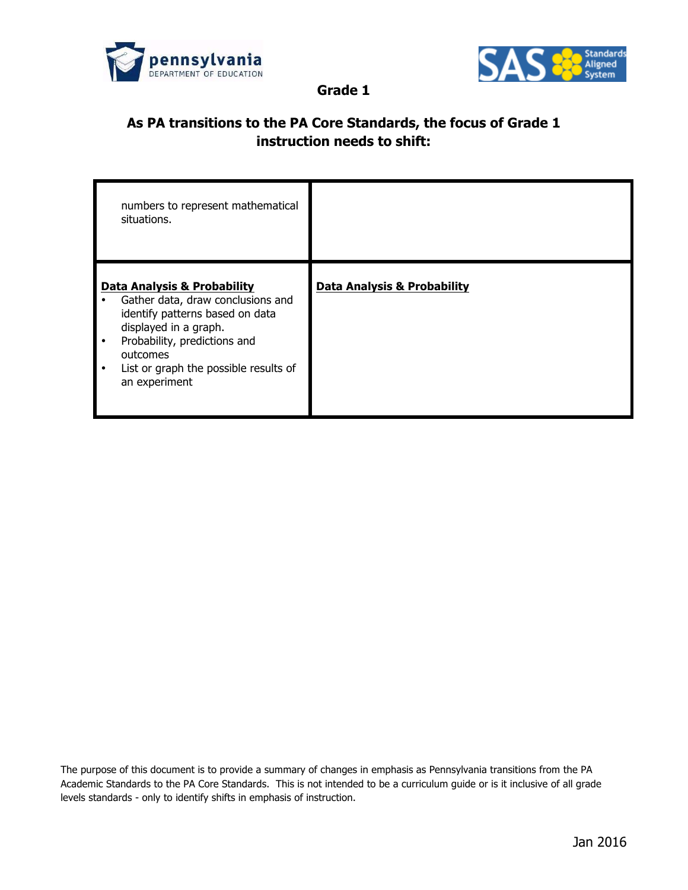## Grade 1

### As PA transitions to the PA Core Standards, the focus of Grade 1 instruction needs to shift:

| | |
|---|---|
| numbers to represent mathematical situations. | |
| **Data Analysis & Probability**<br>• Gather data, draw conclusions and identify patterns based on data displayed in a graph.<br>• Probability, predictions and outcomes<br>• List or graph the possible results of an experiment | **Data Analysis & Probability** |

The purpose of this document is to provide a summary of changes in emphasis as Pennsylvania transitions from the PA Academic Standards to the PA Core Standards. This is not intended to be a curriculum guide or is it inclusive of all grade levels standards - only to identify shifts in emphasis of instruction.

Jan 2016